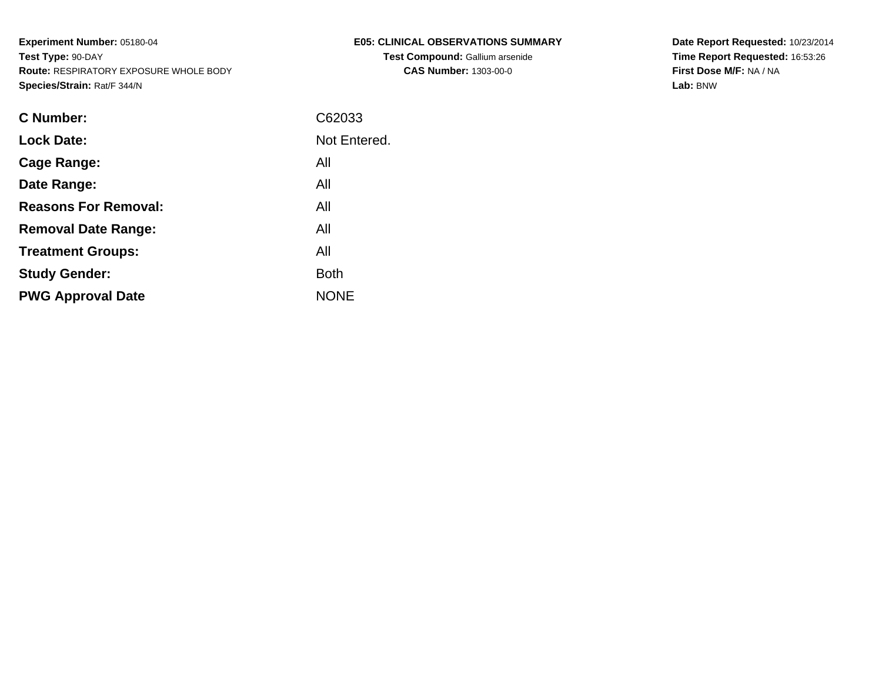**Experiment Number:** 05180-04
**Test Type:** 90-DAY
**Route:** RESPIRATORY EXPOSURE WHOLE BODY
**Species/Strain:** Rat/F 344/N

**E05: CLINICAL OBSERVATIONS SUMMARY**
**Test Compound:** Gallium arsenide
**CAS Number:** 1303-00-0

**Date Report Requested:** 10/23/2014
**Time Report Requested:** 16:53:26
**First Dose M/F:** NA / NA
**Lab:** BNW

| | |
|---|---|
| **C Number:** | C62033 |
| **Lock Date:** | Not Entered. |
| **Cage Range:** | All |
| **Date Range:** | All |
| **Reasons For Removal:** | All |
| **Removal Date Range:** | All |
| **Treatment Groups:** | All |
| **Study Gender:** | Both |
| **PWG Approval Date** | NONE |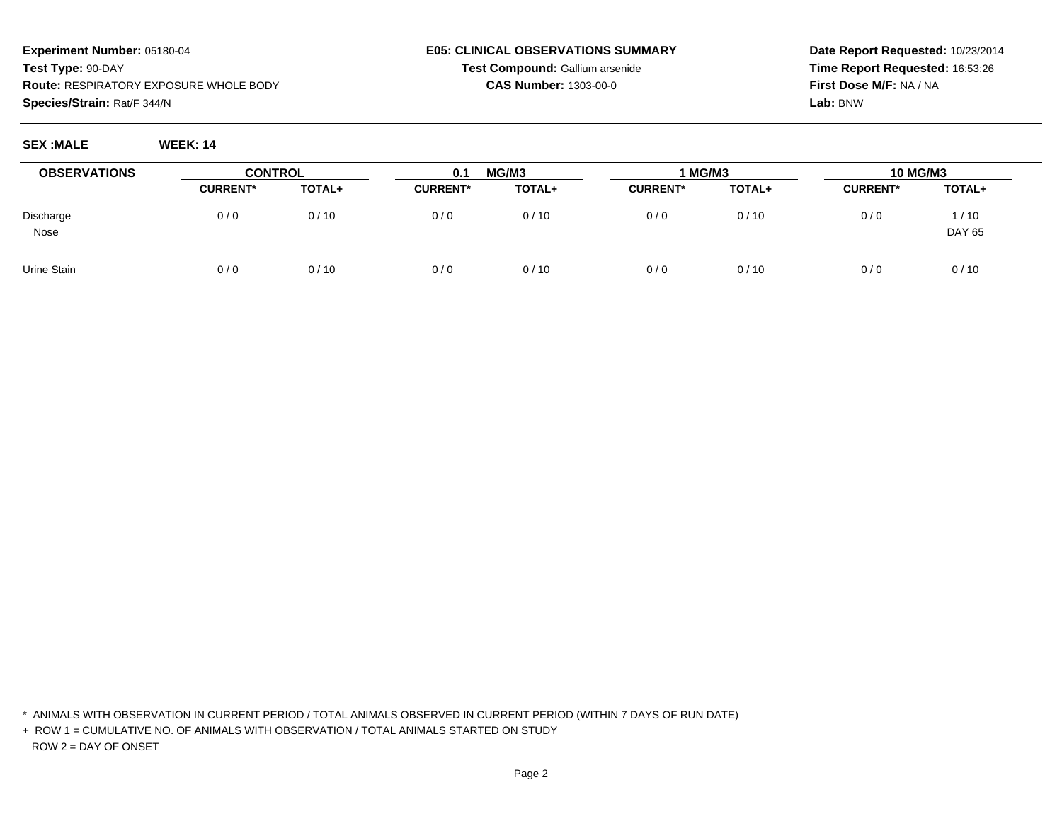**Experiment Number:** 05180-04
**Test Type:** 90-DAY
**Route:** RESPIRATORY EXPOSURE WHOLE BODY
**Species/Strain:** Rat/F 344/N

**E05: CLINICAL OBSERVATIONS SUMMARY**
**Test Compound:** Gallium arsenide
**CAS Number:** 1303-00-0

**Date Report Requested:** 10/23/2014
**Time Report Requested:** 16:53:26
**First Dose M/F:** NA / NA
**Lab:** BNW

**SEX :MALE** **WEEK: 14**

| OBSERVATIONS | CONTROL | | 0.1 MG/M3 | | 1 MG/M3 | | 10 MG/M3 | |
|---|---|---|---|---|---|---|---|---|
| | CURRENT* | TOTAL+ | CURRENT* | TOTAL+ | CURRENT* | TOTAL+ | CURRENT* | TOTAL+ |
| Discharge | 0 / 0 | 0 / 10 | 0 / 0 | 0 / 10 | 0 / 0 | 0 / 10 | 0 / 0 | 1 / 10 |
| Nose | | | | | | | | DAY 65 |
| Urine Stain | 0 / 0 | 0 / 10 | 0 / 0 | 0 / 10 | 0 / 0 | 0 / 10 | 0 / 0 | 0 / 10 |

\* ANIMALS WITH OBSERVATION IN CURRENT PERIOD / TOTAL ANIMALS OBSERVED IN CURRENT PERIOD (WITHIN 7 DAYS OF RUN DATE)

\+ ROW 1 = CUMULATIVE NO. OF ANIMALS WITH OBSERVATION / TOTAL ANIMALS STARTED ON STUDY
ROW 2 = DAY OF ONSET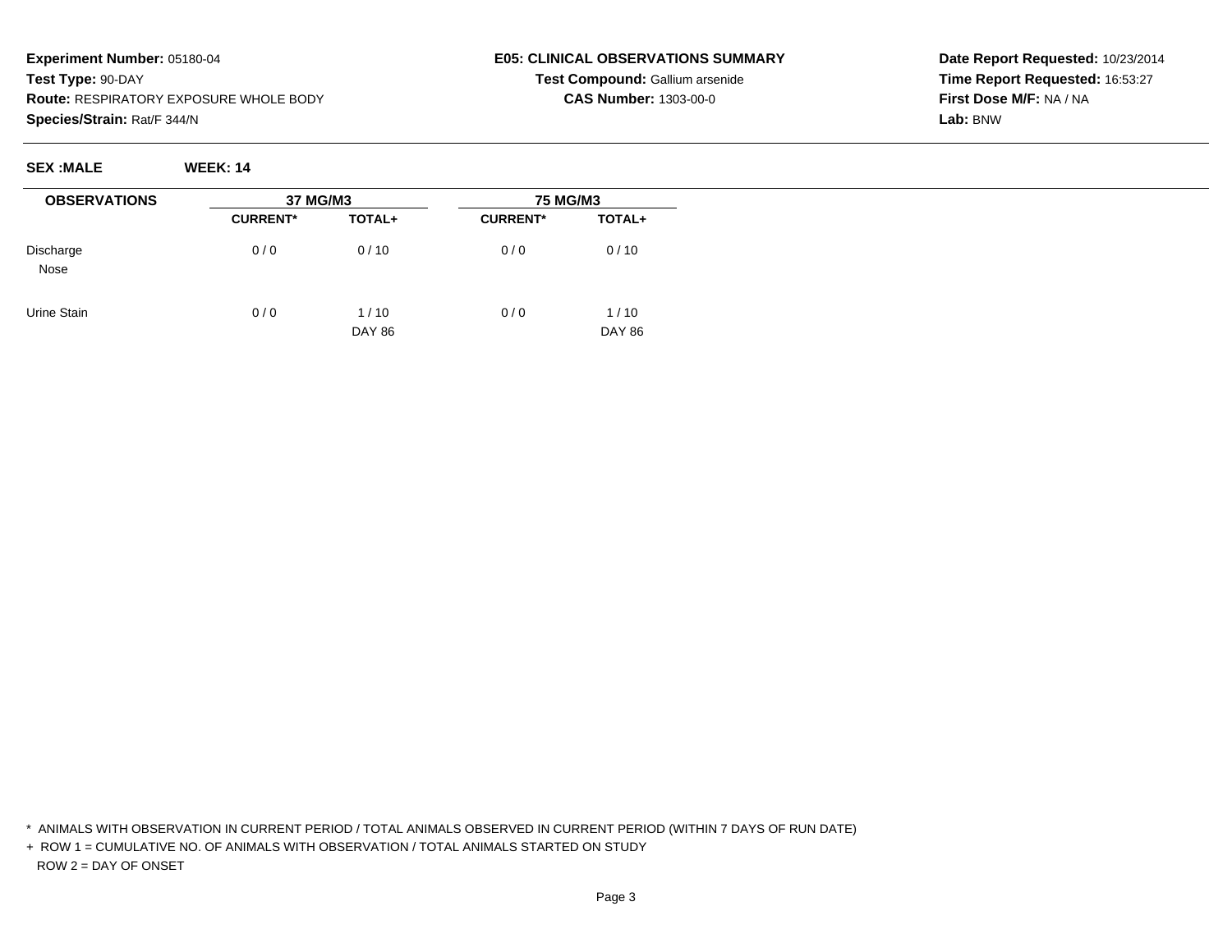**Experiment Number:** 05180-04
**Test Type:** 90-DAY
**Route:** RESPIRATORY EXPOSURE WHOLE BODY
**Species/Strain:** Rat/F 344/N

**E05: CLINICAL OBSERVATIONS SUMMARY**
**Test Compound:** Gallium arsenide
**CAS Number:** 1303-00-0

**Date Report Requested:** 10/23/2014
**Time Report Requested:** 16:53:27
**First Dose M/F:** NA / NA
**Lab:** BNW

**SEX :MALE** **WEEK: 14**

| OBSERVATIONS | 37 MG/M3 | | 75 MG/M3 | |
|---|---|---|---|---|
| | CURRENT* | TOTAL+ | CURRENT* | TOTAL+ |
| Discharge Nose | 0 / 0 | 0 / 10 | 0 / 0 | 0 / 10 |
| Urine Stain | 0 / 0 | 1 / 10 DAY 86 | 0 / 0 | 1 / 10 DAY 86 |

\* ANIMALS WITH OBSERVATION IN CURRENT PERIOD / TOTAL ANIMALS OBSERVED IN CURRENT PERIOD (WITHIN 7 DAYS OF RUN DATE)

\+ ROW 1 = CUMULATIVE NO. OF ANIMALS WITH OBSERVATION / TOTAL ANIMALS STARTED ON STUDY
ROW 2 = DAY OF ONSET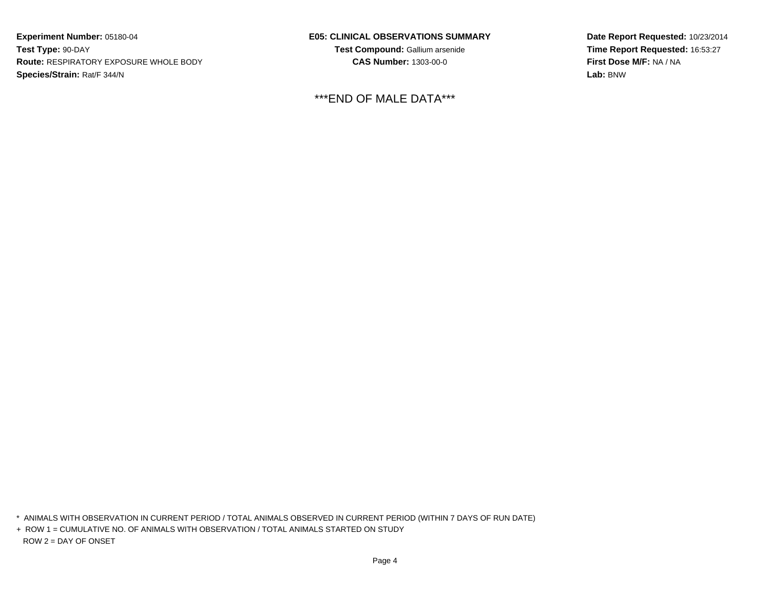**Experiment Number:** 05180-04
**Test Type:** 90-DAY
**Route:** RESPIRATORY EXPOSURE WHOLE BODY
**Species/Strain:** Rat/F 344/N

**E05: CLINICAL OBSERVATIONS SUMMARY**
**Test Compound:** Gallium arsenide
**CAS Number:** 1303-00-0

**Date Report Requested:** 10/23/2014
**Time Report Requested:** 16:53:27
**First Dose M/F:** NA / NA
**Lab:** BNW

***END OF MALE DATA***

* ANIMALS WITH OBSERVATION IN CURRENT PERIOD / TOTAL ANIMALS OBSERVED IN CURRENT PERIOD (WITHIN 7 DAYS OF RUN DATE)
+ ROW 1 = CUMULATIVE NO. OF ANIMALS WITH OBSERVATION / TOTAL ANIMALS STARTED ON STUDY
ROW 2 = DAY OF ONSET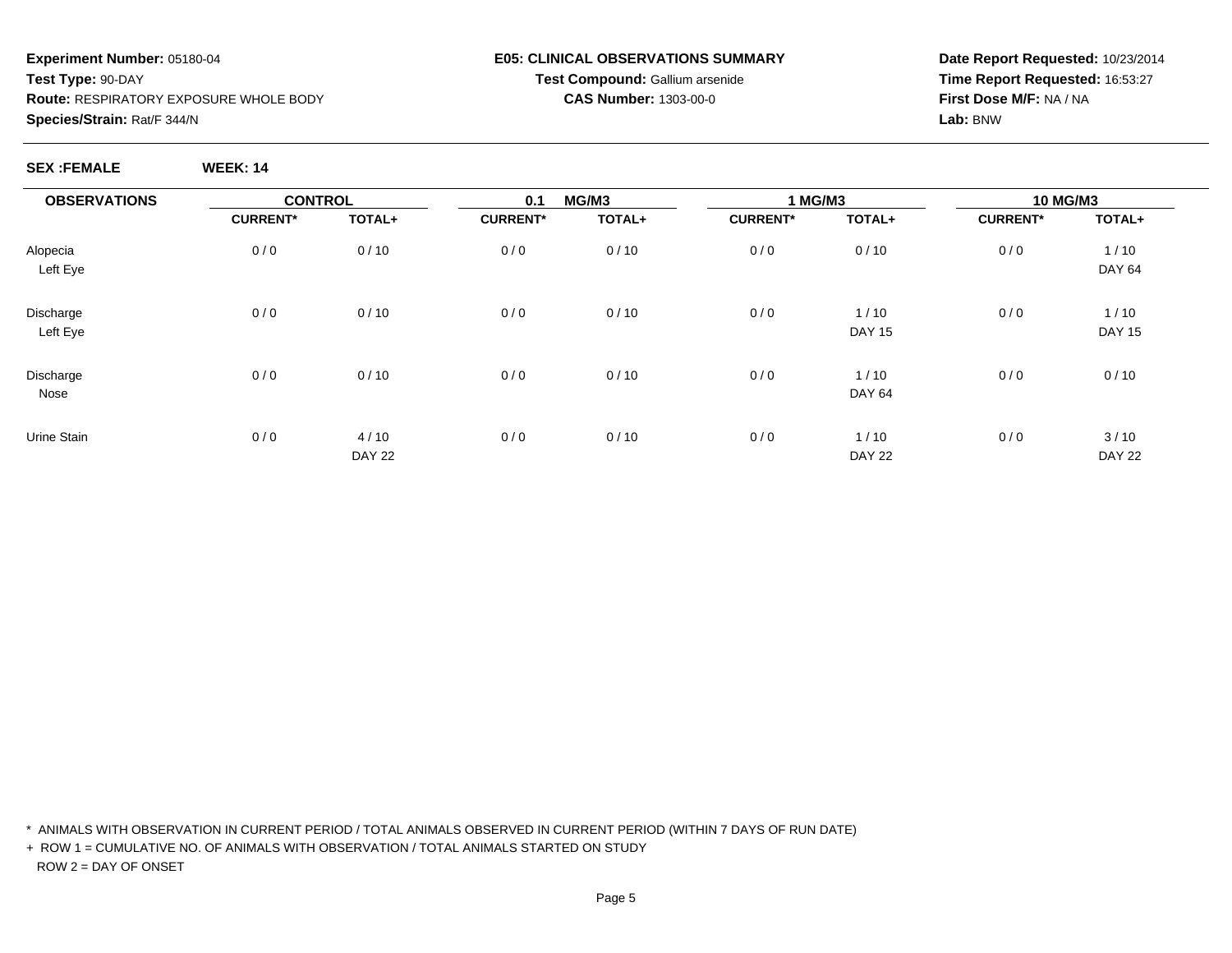**Experiment Number:** 05180-04
**Test Type:** 90-DAY
**Route:** RESPIRATORY EXPOSURE WHOLE BODY
**Species/Strain:** Rat/F 344/N

**E05: CLINICAL OBSERVATIONS SUMMARY**
**Test Compound:** Gallium arsenide
**CAS Number:** 1303-00-0

**Date Report Requested:** 10/23/2014
**Time Report Requested:** 16:53:27
**First Dose M/F:** NA / NA
**Lab:** BNW

**SEX :FEMALE** **WEEK: 14**

| OBSERVATIONS | CONTROL | | 0.1 MG/M3 | | 1 MG/M3 | | 10 MG/M3 | |
|---|---|---|---|---|---|---|---|---|
| | CURRENT* | TOTAL+ | CURRENT* | TOTAL+ | CURRENT* | TOTAL+ | CURRENT* | TOTAL+ |
| Alopecia | 0 / 0 | 0 / 10 | 0 / 0 | 0 / 10 | 0 / 0 | 0 / 10 | 0 / 0 | 1 / 10 |
| Left Eye | | | | | | | | DAY 64 |
| Discharge | 0 / 0 | 0 / 10 | 0 / 0 | 0 / 10 | 0 / 0 | 1 / 10 | 0 / 0 | 1 / 10 |
| Left Eye | | | | | | DAY 15 | | DAY 15 |
| Discharge | 0 / 0 | 0 / 10 | 0 / 0 | 0 / 10 | 0 / 0 | 1 / 10 | 0 / 0 | 0 / 10 |
| Nose | | | | | | DAY 64 | | |
| Urine Stain | 0 / 0 | 4 / 10 | 0 / 0 | 0 / 10 | 0 / 0 | 1 / 10 | 0 / 0 | 3 / 10 |
| | | DAY 22 | | | | DAY 22 | | DAY 22 |

\* ANIMALS WITH OBSERVATION IN CURRENT PERIOD / TOTAL ANIMALS OBSERVED IN CURRENT PERIOD (WITHIN 7 DAYS OF RUN DATE)

\+ ROW 1 = CUMULATIVE NO. OF ANIMALS WITH OBSERVATION / TOTAL ANIMALS STARTED ON STUDY
ROW 2 = DAY OF ONSET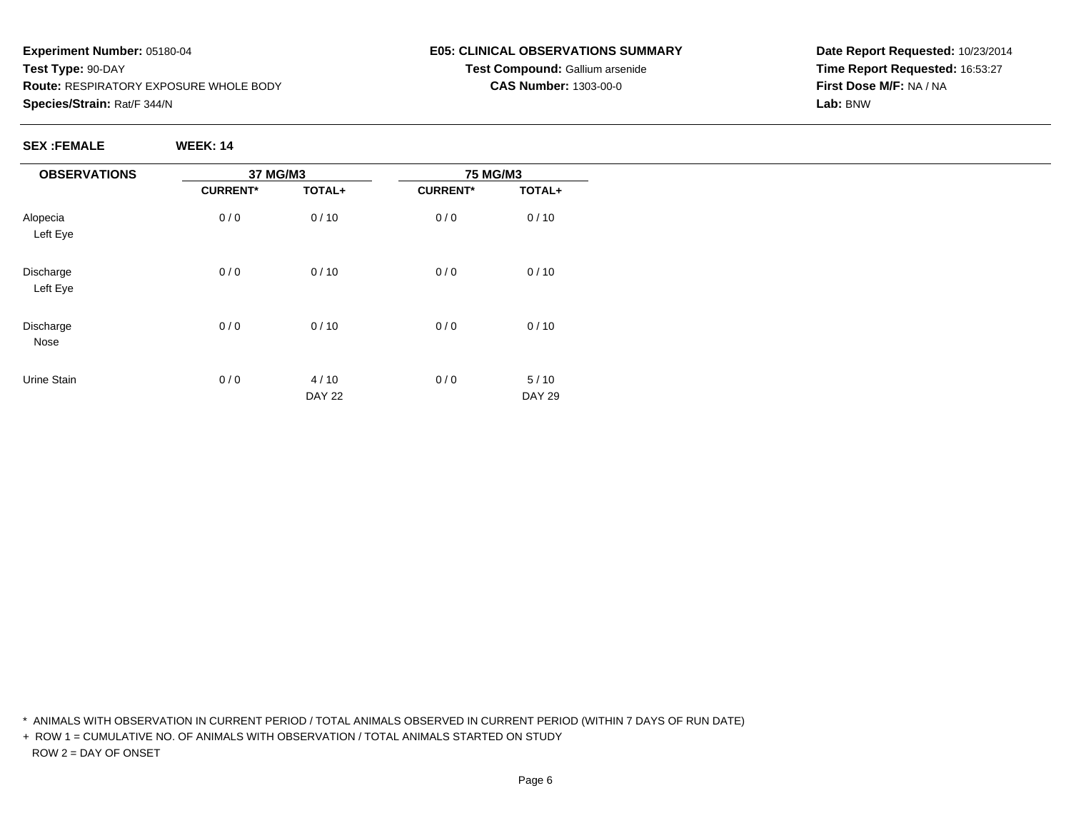**Experiment Number:** 05180-04
**Test Type:** 90-DAY
**Route:** RESPIRATORY EXPOSURE WHOLE BODY
**Species/Strain:** Rat/F 344/N

**E05: CLINICAL OBSERVATIONS SUMMARY**
**Test Compound:** Gallium arsenide
**CAS Number:** 1303-00-0

**Date Report Requested:** 10/23/2014
**Time Report Requested:** 16:53:27
**First Dose M/F:** NA / NA
**Lab:** BNW

**SEX :FEMALE** **WEEK: 14**

| OBSERVATIONS | 37 MG/M3 | | 75 MG/M3 | |
|---|---|---|---|---|
| | CURRENT* | TOTAL+ | CURRENT* | TOTAL+ |
| Alopecia<br>Left Eye | 0 / 0 | 0 / 10 | 0 / 0 | 0 / 10 |
| Discharge<br>Left Eye | 0 / 0 | 0 / 10 | 0 / 0 | 0 / 10 |
| Discharge<br>Nose | 0 / 0 | 0 / 10 | 0 / 0 | 0 / 10 |
| Urine Stain | 0 / 0 | 4 / 10<br>DAY 22 | 0 / 0 | 5 / 10<br>DAY 29 |

\* ANIMALS WITH OBSERVATION IN CURRENT PERIOD / TOTAL ANIMALS OBSERVED IN CURRENT PERIOD (WITHIN 7 DAYS OF RUN DATE)

\+ ROW 1 = CUMULATIVE NO. OF ANIMALS WITH OBSERVATION / TOTAL ANIMALS STARTED ON STUDY

ROW 2 = DAY OF ONSET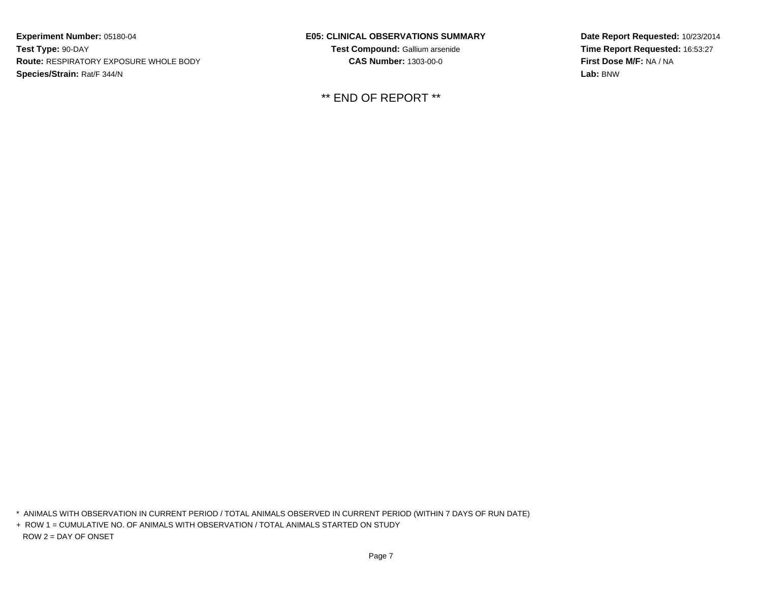**Experiment Number:** 05180-04
**Test Type:** 90-DAY
**Route:** RESPIRATORY EXPOSURE WHOLE BODY
**Species/Strain:** Rat/F 344/N

**E05: CLINICAL OBSERVATIONS SUMMARY**
**Test Compound:** Gallium arsenide
**CAS Number:** 1303-00-0

**Date Report Requested:** 10/23/2014
**Time Report Requested:** 16:53:27
**First Dose M/F:** NA / NA
**Lab:** BNW

** END OF REPORT **

* ANIMALS WITH OBSERVATION IN CURRENT PERIOD / TOTAL ANIMALS OBSERVED IN CURRENT PERIOD (WITHIN 7 DAYS OF RUN DATE)
+ ROW 1 = CUMULATIVE NO. OF ANIMALS WITH OBSERVATION / TOTAL ANIMALS STARTED ON STUDY
ROW 2 = DAY OF ONSET